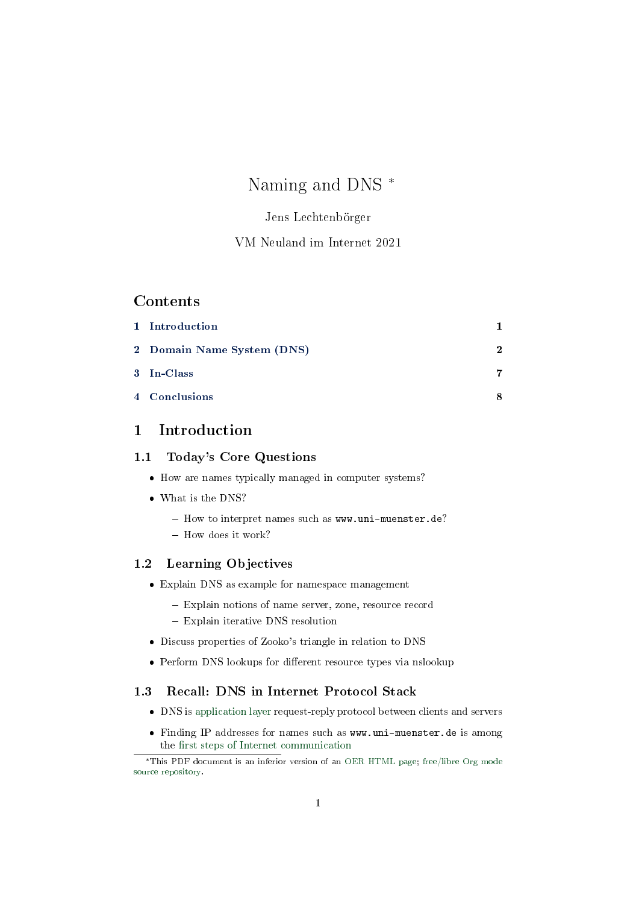# Naming and DNS *

Jens Lechtenbörger

VM Neuland im Internet 2021

## Contents

1 Introduction 1

2 Domain Name System (DNS) 2

3 In-Class 7

4 Conclusions 8

# 1 Introduction

## 1.1 Today's Core Questions

- How are names typically managed in computer systems?
- What is the DNS?
  - How to interpret names such as `www.uni-muenster.de`?
  - How does it work?

## 1.2 Learning Objectives

- Explain DNS as example for namespace management
  - Explain notions of name server, zone, resource record
  - Explain iterative DNS resolution
- Discuss properties of Zooko's triangle in relation to DNS
- Perform DNS lookups for different resource types via nslookup

## 1.3 Recall: DNS in Internet Protocol Stack

- DNS is application layer request-reply protocol between clients and servers
- Finding IP addresses for names such as `www.uni-muenster.de` is among the first steps of Internet communication

---

*This PDF document is an inferior version of an OER HTML page; free/libre Org mode source repository.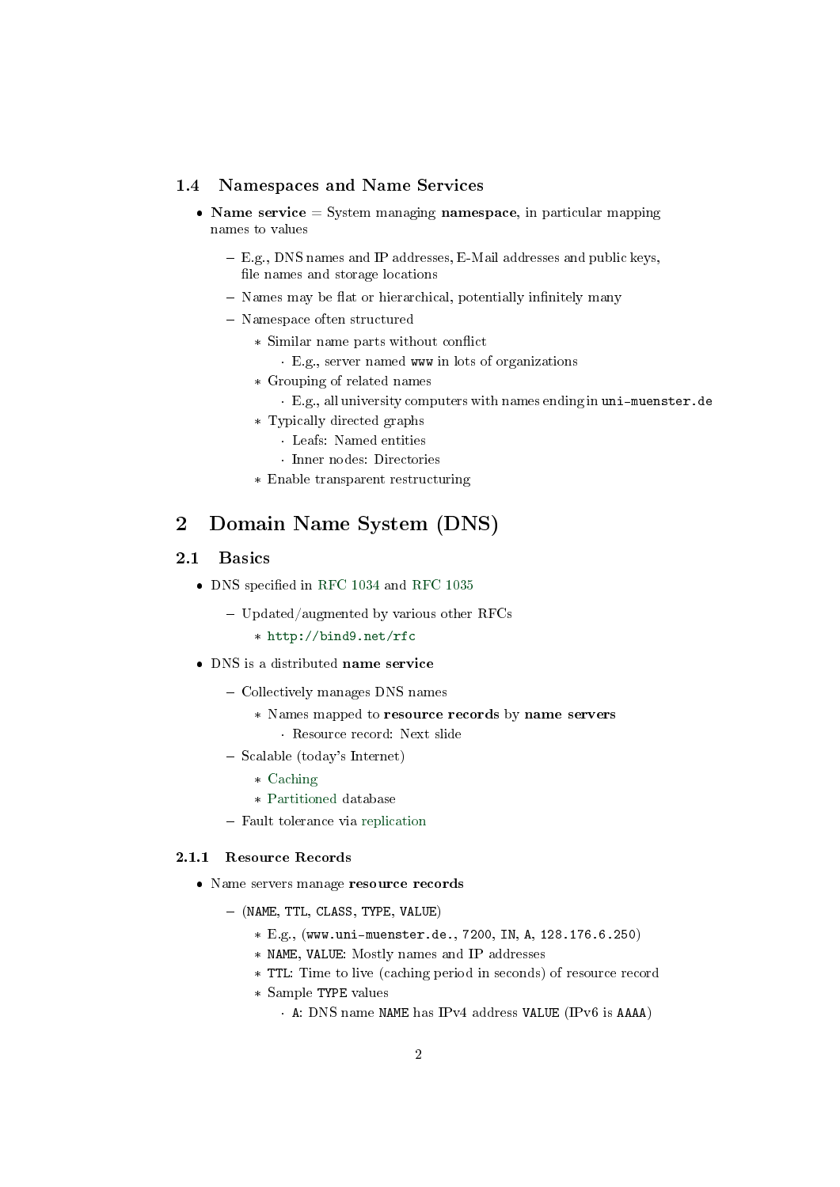### 1.4 Namespaces and Name Services

- **Name service** = System managing **namespace**, in particular mapping names to values
  - E.g., DNS names and IP addresses, E-Mail addresses and public keys, file names and storage locations
  - Names may be flat or hierarchical, potentially infinitely many
  - Namespace often structured
    - Similar name parts without conflict
      - E.g., server named `www` in lots of organizations
    - Grouping of related names
      - E.g., all university computers with names ending in `uni-muenster.de`
    - Typically directed graphs
      - Leafs: Named entities
      - Inner nodes: Directories
    - Enable transparent restructuring

# 2 Domain Name System (DNS)

## 2.1 Basics

- DNS specified in RFC 1034 and RFC 1035
  - Updated/augmented by various other RFCs
    - `http://bind9.net/rfc`
- DNS is a distributed **name service**
  - Collectively manages DNS names
    - Names mapped to **resource records** by **name servers**
      - Resource record: Next slide
  - Scalable (today's Internet)
    - Caching
    - Partitioned database
  - Fault tolerance via replication

### 2.1.1 Resource Records

- Name servers manage **resource records**
  - (`NAME`, `TTL`, `CLASS`, `TYPE`, `VALUE`)
    - E.g., (`www.uni-muenster.de.`, `7200`, `IN`, `A`, `128.176.6.250`)
    - `NAME`, `VALUE`: Mostly names and IP addresses
    - `TTL`: Time to live (caching period in seconds) of resource record
    - Sample `TYPE` values
      - `A`: DNS name `NAME` has IPv4 address `VALUE` (IPv6 is `AAAA`)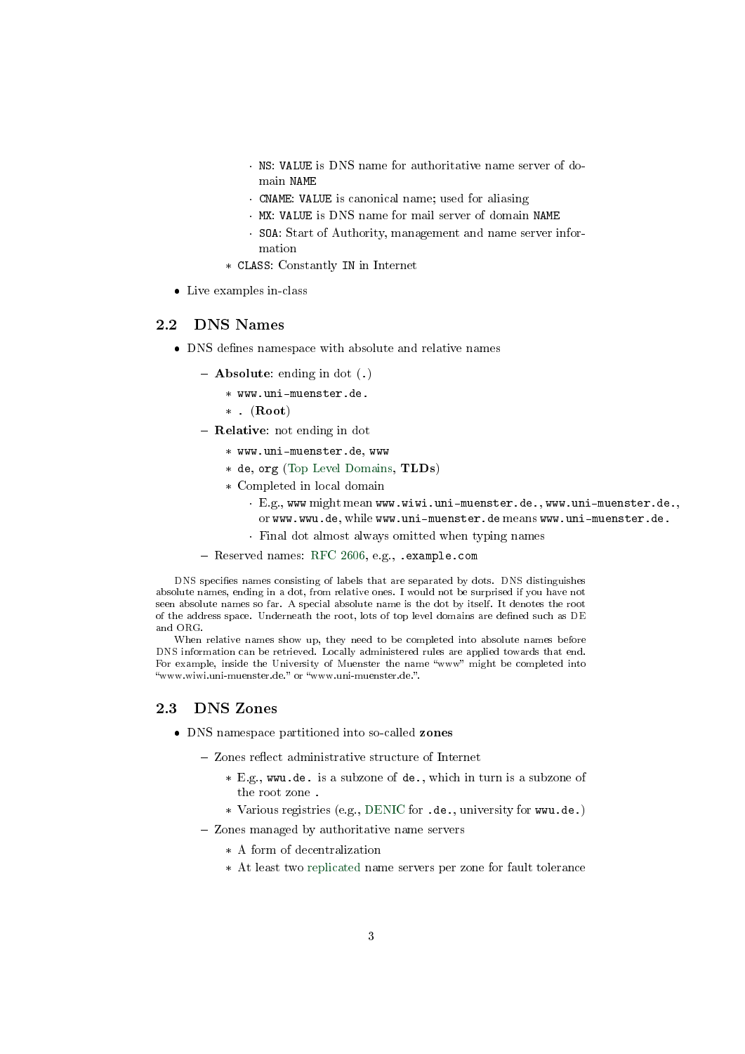- NS: `VALUE` is DNS name for authoritative name server of domain `NAME`
        - CNAME: `VALUE` is canonical name; used for aliasing
        - MX: `VALUE` is DNS name for mail server of domain `NAME`
        - SOA: Start of Authority, management and name server information
    - CLASS: Constantly `IN` in Internet

- Live examples in-class

## 2.2 DNS Names

- DNS defines namespace with absolute and relative names
  - **Absolute**: ending in dot (`.`)
    - `www.uni-muenster.de.`
    - `.` (**Root**)
  - **Relative**: not ending in dot
    - `www.uni-muenster.de`, `www`
    - `de`, `org` (Top Level Domains, **TLDs**)
    - Completed in local domain
      - E.g., `www` might mean `www.wiwi.uni-muenster.de.`, `www.uni-muenster.de.`, or `www.wwu.de`, while `www.uni-muenster.de` means `www.uni-muenster.de.`
      - Final dot almost always omitted when typing names
  - Reserved names: RFC 2606, e.g., `.example.com`

DNS specifies names consisting of labels that are separated by dots. DNS distinguishes absolute names, ending in a dot, from relative ones. I would not be surprised if you have not seen absolute names so far. A special absolute name is the dot by itself. It denotes the root of the address space. Underneath the root, lots of top level domains are defined such as DE and ORG.

When relative names show up, they need to be completed into absolute names before DNS information can be retrieved. Locally administered rules are applied towards that end. For example, inside the University of Muenster the name "www" might be completed into "www.wiwi.uni-muenster.de." or "www.uni-muenster.de.".

## 2.3 DNS Zones

- DNS namespace partitioned into so-called **zones**
  - Zones reflect administrative structure of Internet
    - E.g., `wwu.de.` is a subzone of `de.`, which in turn is a subzone of the root zone `.`
    - Various registries (e.g., DENIC for `.de.`, university for `wwu.de.`)
  - Zones managed by authoritative name servers
    - A form of decentralization
    - At least two replicated name servers per zone for fault tolerance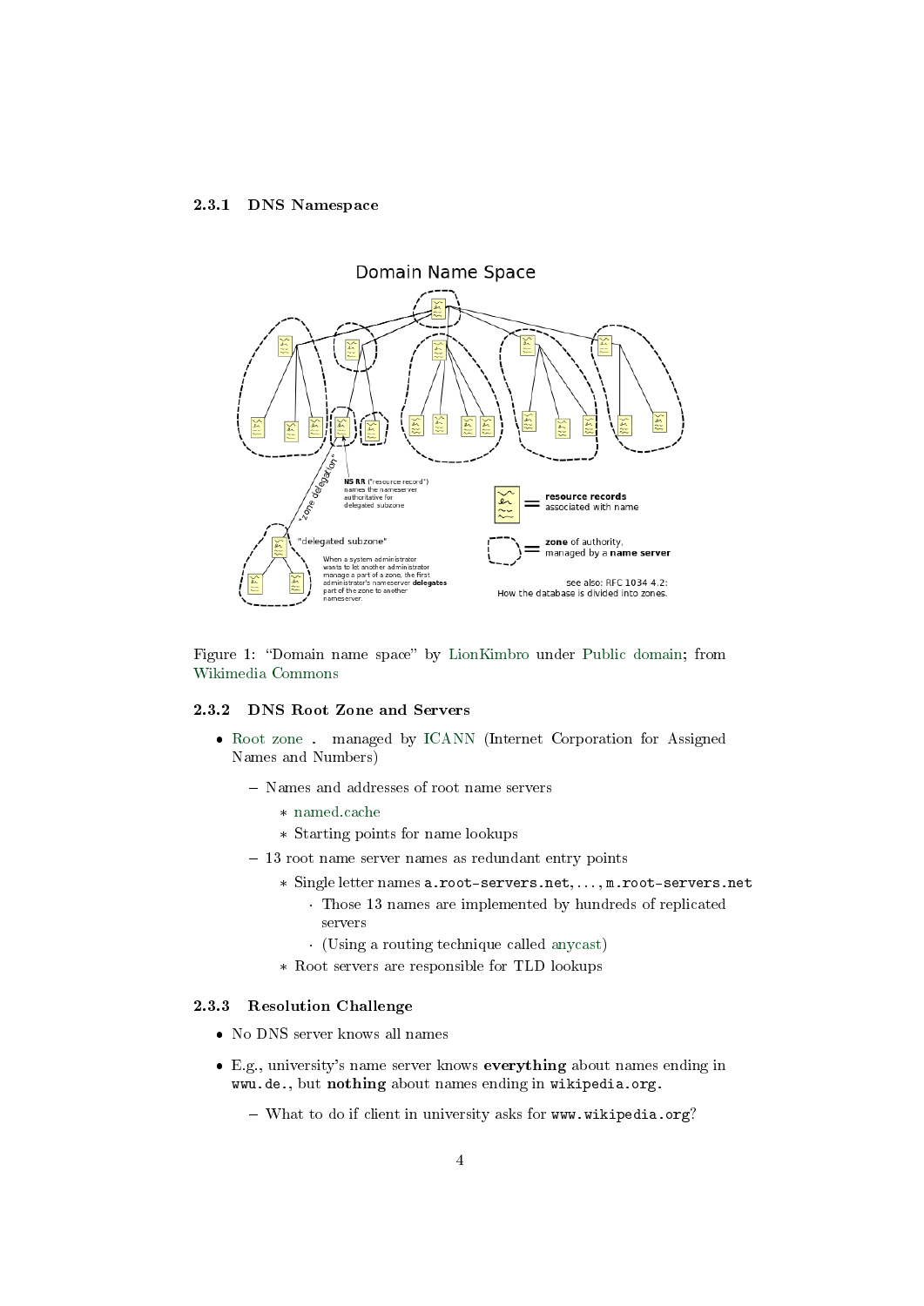### 2.3.1 DNS Namespace

Figure 1: "Domain name space" by LionKimbro under Public domain; from Wikimedia Commons

### 2.3.2 DNS Root Zone and Servers

- Root zone `.` managed by ICANN (Internet Corporation for Assigned Names and Numbers)
  - Names and addresses of root name servers
    - named.cache
    - Starting points for name lookups
  - 13 root name server names as redundant entry points
    - Single letter names `a.root-servers.net`, ..., `m.root-servers.net`
      - Those 13 names are implemented by hundreds of replicated servers
      - (Using a routing technique called anycast)
    - Root servers are responsible for TLD lookups

### 2.3.3 Resolution Challenge

- No DNS server knows all names
- E.g., university's name server knows **everything** about names ending in `wwu.de.`, but **nothing** about names ending in `wikipedia.org.`
  - What to do if client in university asks for `www.wikipedia.org`?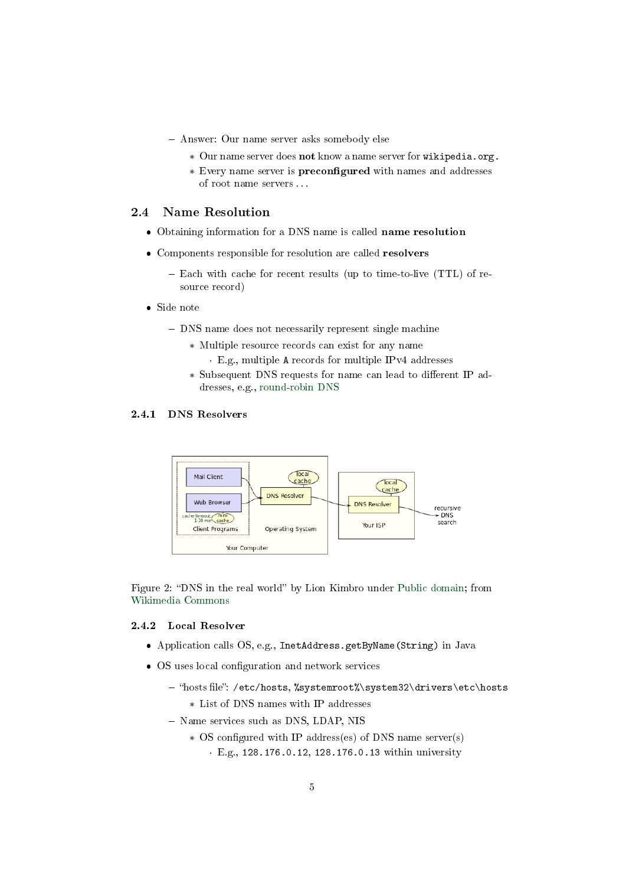- Answer: Our name server asks somebody else
    - Our name server does **not** know a name server for `wikipedia.org`.
    - Every name server is **preconfigured** with names and addresses of root name servers …

## 2.4 Name Resolution

- Obtaining information for a DNS name is called **name resolution**
- Components responsible for resolution are called **resolvers**
  - Each with cache for recent results (up to time-to-live (TTL) of resource record)
- Side note
  - DNS name does not necessarily represent single machine
    - Multiple resource records can exist for any name
      - E.g., multiple `A` records for multiple IPv4 addresses
    - Subsequent DNS requests for name can lead to different IP addresses, e.g., round-robin DNS

### 2.4.1 DNS Resolvers

Figure 2: "DNS in the real world" by Lion Kimbro under Public domain; from Wikimedia Commons

### 2.4.2 Local Resolver

- Application calls OS, e.g., `InetAddress.getByName(String)` in Java
- OS uses local configuration and network services
  - "hosts file": `/etc/hosts`, `%systemroot%\system32\drivers\etc\hosts`
    - List of DNS names with IP addresses
  - Name services such as DNS, LDAP, NIS
    - OS configured with IP address(es) of DNS name server(s)
      - E.g., `128.176.0.12`, `128.176.0.13` within university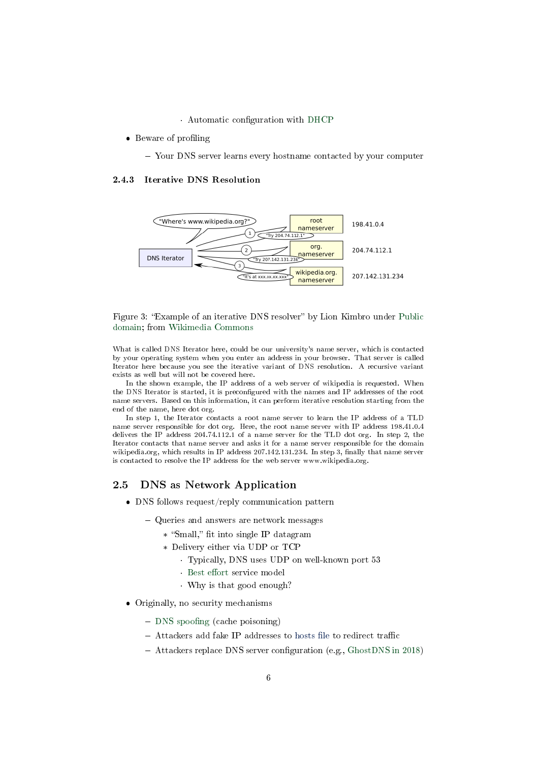- Automatic configuration with DHCP

- Beware of profiling
  - Your DNS server learns every hostname contacted by your computer

### 2.4.3 Iterative DNS Resolution

Figure 3: “Example of an iterative DNS resolver” by Lion Kimbro under Public domain; from Wikimedia Commons

What is called DNS Iterator here, could be our university’s name server, which is contacted by your operating system when you enter an address in your browser. That server is called Iterator here because you see the iterative variant of DNS resolution. A recursive variant exists as well but will not be covered here.

In the shown example, the IP address of a web server of wikipedia is requested. When the DNS Iterator is started, it is preconfigured with the names and IP addresses of the root name servers. Based on this information, it can perform iterative resolution starting from the end of the name, here dot org.

In step 1, the Iterator contacts a root name server to learn the IP address of a TLD name server responsible for dot org. Here, the root name server with IP address 198.41.0.4 delivers the IP address 204.74.112.1 of a name server for the TLD dot org. In step 2, the Iterator contacts that name server and asks it for a name server responsible for the domain wikipedia.org, which results in IP address 207.142.131.234. In step 3, finally that name server is contacted to resolve the IP address for the web server www.wikipedia.org.

## 2.5 DNS as Network Application

- DNS follows request/reply communication pattern
  - Queries and answers are network messages
    - “Small,” fit into single IP datagram
    - Delivery either via UDP or TCP
      - Typically, DNS uses UDP on well-known port 53
      - Best effort service model
      - Why is that good enough?

- Originally, no security mechanisms
  - DNS spoofing (cache poisoning)
  - Attackers add fake IP addresses to hosts file to redirect traffic
  - Attackers replace DNS server configuration (e.g., GhostDNS in 2018)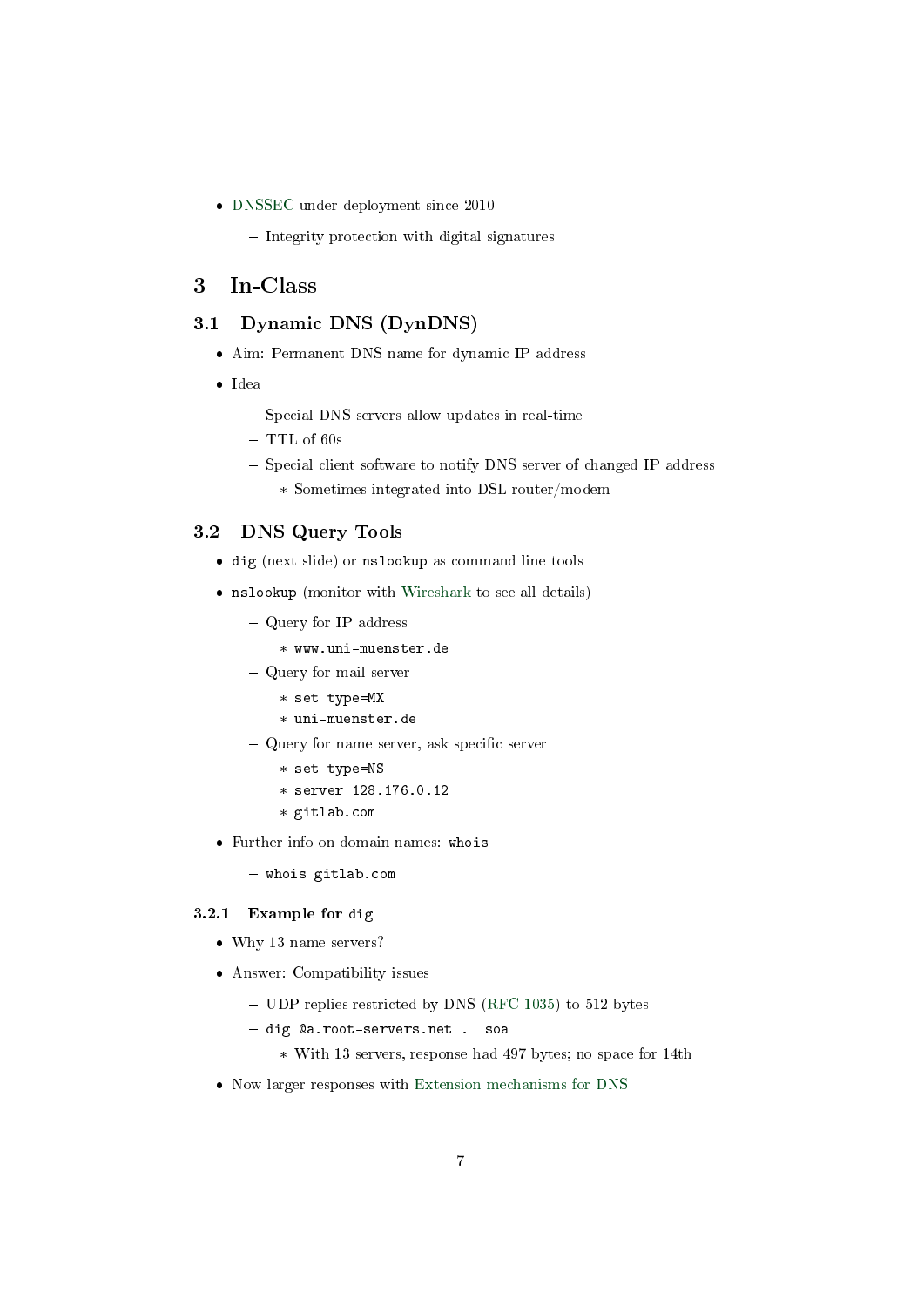- DNSSEC under deployment since 2010
  - Integrity protection with digital signatures

# 3 In-Class

## 3.1 Dynamic DNS (DynDNS)

- Aim: Permanent DNS name for dynamic IP address
- Idea
  - Special DNS servers allow updates in real-time
  - TTL of 60s
  - Special client software to notify DNS server of changed IP address
    - Sometimes integrated into DSL router/modem

## 3.2 DNS Query Tools

- `dig` (next slide) or `nslookup` as command line tools
- `nslookup` (monitor with Wireshark to see all details)
  - Query for IP address
    - `www.uni-muenster.de`
  - Query for mail server
    - `set type=MX`
    - `uni-muenster.de`
  - Query for name server, ask specific server
    - `set type=NS`
    - `server 128.176.0.12`
    - `gitlab.com`
- Further info on domain names: `whois`
  - `whois gitlab.com`

### 3.2.1 Example for `dig`

- Why 13 name servers?
- Answer: Compatibility issues
  - UDP replies restricted by DNS (RFC 1035) to 512 bytes
  - `dig @a.root-servers.net . soa`
    - With 13 servers, response had 497 bytes; no space for 14th
- Now larger responses with Extension mechanisms for DNS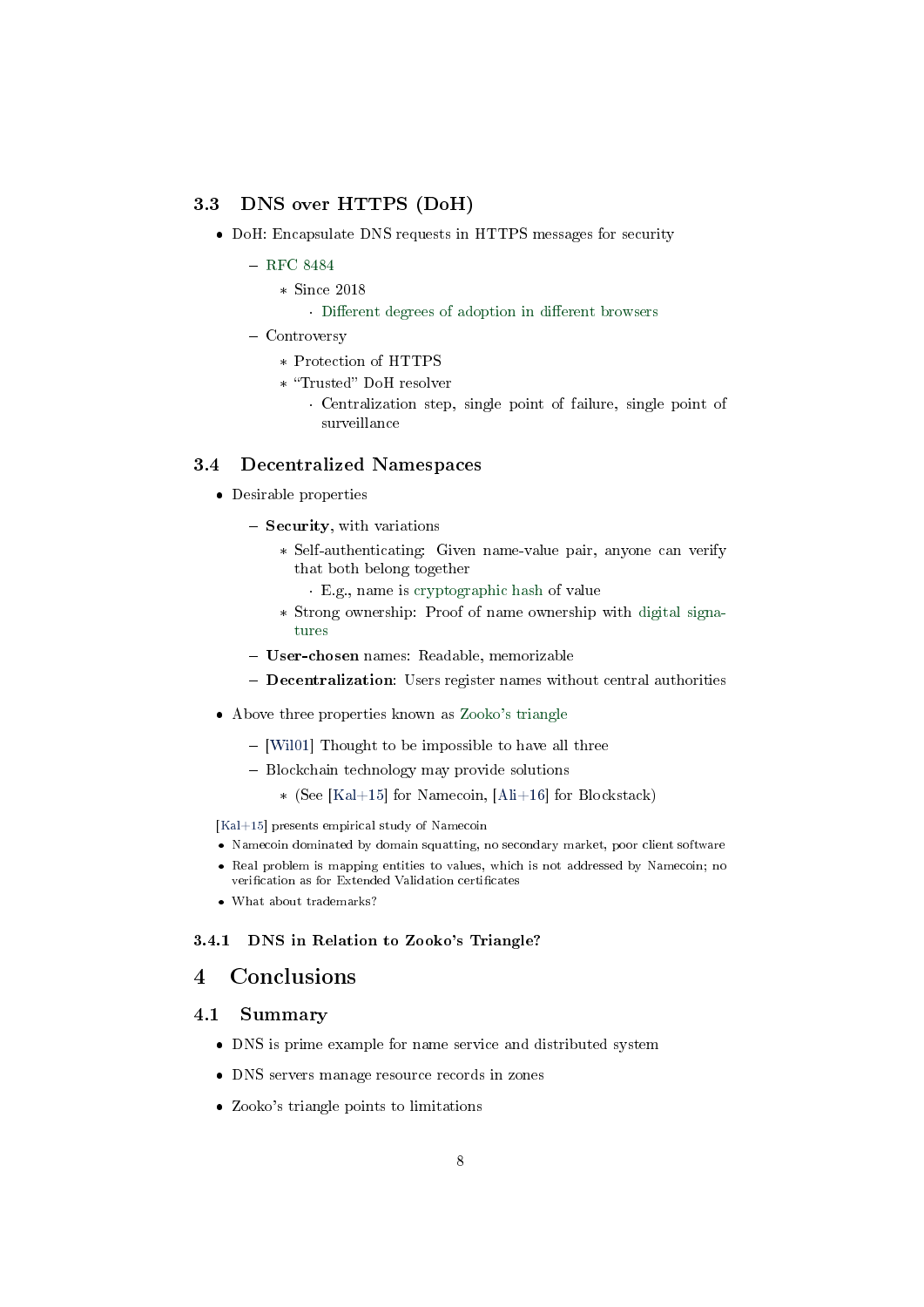### 3.3 DNS over HTTPS (DoH)

- DoH: Encapsulate DNS requests in HTTPS messages for security
  - RFC 8484
    - Since 2018
      - Different degrees of adoption in different browsers
  - Controversy
    - Protection of HTTPS
    - "Trusted" DoH resolver
      - Centralization step, single point of failure, single point of surveillance

### 3.4 Decentralized Namespaces

- Desirable properties
  - **Security**, with variations
    - Self-authenticating: Given name-value pair, anyone can verify that both belong together
      - E.g., name is cryptographic hash of value
    - Strong ownership: Proof of name ownership with digital signatures
  - **User-chosen** names: Readable, memorizable
  - **Decentralization**: Users register names without central authorities
- Above three properties known as Zooko's triangle
  - [Wil01] Thought to be impossible to have all three
  - Blockchain technology may provide solutions
    - (See [Kal+15] for Namecoin, [Ali+16] for Blockstack)

[Kal+15] presents empirical study of Namecoin

- Namecoin dominated by domain squatting, no secondary market, poor client software
- Real problem is mapping entities to values, which is not addressed by Namecoin; no verification as for Extended Validation certificates
- What about trademarks?

#### 3.4.1 DNS in Relation to Zooko's Triangle?

# 4 Conclusions

## 4.1 Summary

- DNS is prime example for name service and distributed system
- DNS servers manage resource records in zones
- Zooko's triangle points to limitations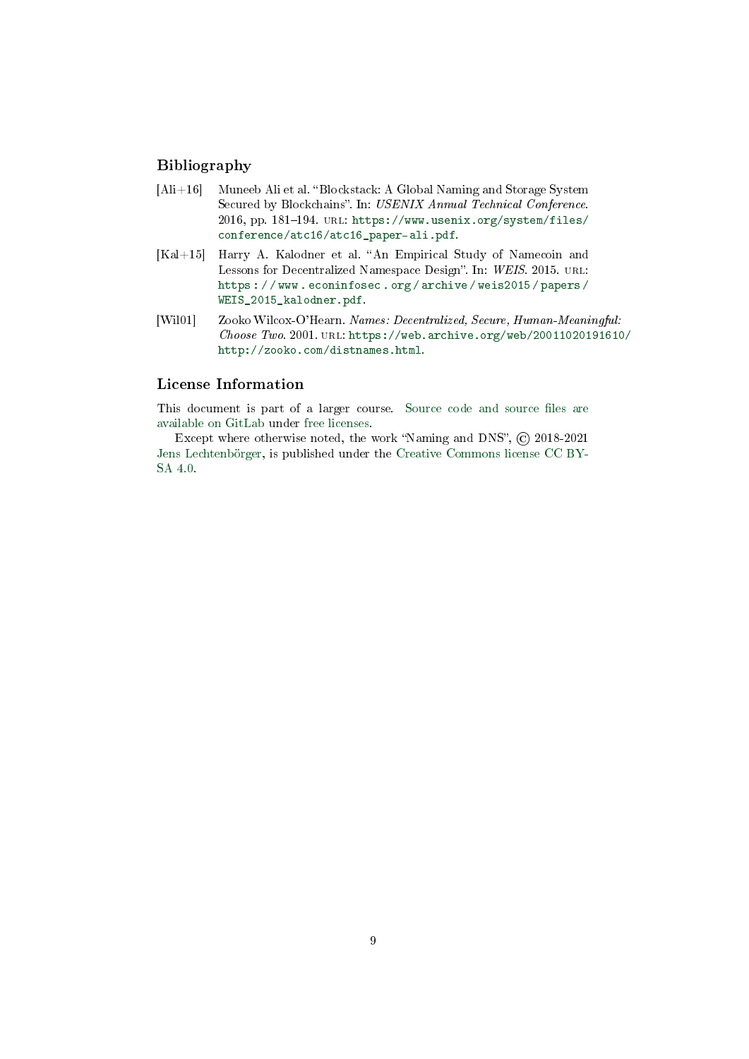## Bibliography

[Ali+16] Muneeb Ali et al. "Blockstack: A Global Naming and Storage System Secured by Blockchains". In: *USENIX Annual Technical Conference*. 2016, pp. 181–194. URL: https://www.usenix.org/system/files/conference/atc16/atc16_paper-ali.pdf.

[Kal+15] Harry A. Kalodner et al. "An Empirical Study of Namecoin and Lessons for Decentralized Namespace Design". In: *WEIS*. 2015. URL: https://www.econinfosec.org/archive/weis2015/papers/WEIS_2015_kalodner.pdf.

[Wil01] Zooko Wilcox-O'Hearn. *Names: Decentralized, Secure, Human-Meaningful: Choose Two*. 2001. URL: https://web.archive.org/web/20011020191610/http://zooko.com/distnames.html.

## License Information

This document is part of a larger course. Source code and source files are available on GitLab under free licenses.

Except where otherwise noted, the work "Naming and DNS", © 2018-2021 Jens Lechtenbörger, is published under the Creative Commons license CC BY-SA 4.0.